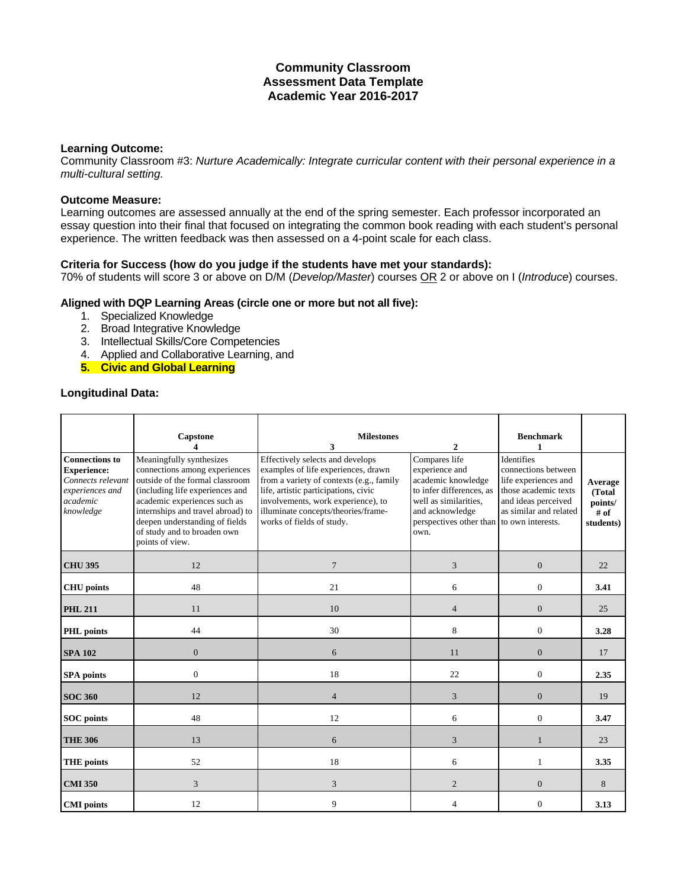# Community Classroom
## Assessment Data Template
## Academic Year 2016-2017

**Learning Outcome:**
Community Classroom #3: *Nurture Academically: Integrate curricular content with their personal experience in a multi-cultural setting.*

**Outcome Measure:**
Learning outcomes are assessed annually at the end of the spring semester. Each professor incorporated an essay question into their final that focused on integrating the common book reading with each student's personal experience. The written feedback was then assessed on a 4-point scale for each class.

**Criteria for Success (how do you judge if the students have met your standards):**
70% of students will score 3 or above on D/M (*Develop/Master*) courses OR 2 or above on I (*Introduce*) courses.

**Aligned with DQP Learning Areas (circle one or more but not all five):**

1. Specialized Knowledge
2. Broad Integrative Knowledge
3. Intellectual Skills/Core Competencies
4. Applied and Collaborative Learning, and
5. **Civic and Global Learning**

**Longitudinal Data:**

| | Capstone 4 | Milestones 3 | 2 | Benchmark 1 | |
|---|---|---|---|---|---|
| **Connections to Experience:** *Connects relevant experiences and academic knowledge* | Meaningfully synthesizes connections among experiences outside of the formal classroom (including life experiences and academic experiences such as internships and travel abroad) to deepen understanding of fields of study and to broaden own points of view. | Effectively selects and develops examples of life experiences, drawn from a variety of contexts (e.g., family life, artistic participations, civic involvements, work experience), to illuminate concepts/theories/frame-works of fields of study. | Compares life experience and academic knowledge to infer differences, as well as similarities, and acknowledge perspectives other than own. | Identifies connections between life experiences and those academic texts and ideas perceived as similar and related to own interests. | **Average (Total points/ # of students)** |
| **CHU 395** | 12 | 7 | 3 | 0 | 22 |
| **CHU points** | 48 | 21 | 6 | 0 | **3.41** |
| **PHL 211** | 11 | 10 | 4 | 0 | 25 |
| **PHL points** | 44 | 30 | 8 | 0 | **3.28** |
| **SPA 102** | 0 | 6 | 11 | 0 | 17 |
| **SPA points** | 0 | 18 | 22 | 0 | **2.35** |
| **SOC 360** | 12 | 4 | 3 | 0 | 19 |
| **SOC points** | 48 | 12 | 6 | 0 | **3.47** |
| **THE 306** | 13 | 6 | 3 | 1 | 23 |
| **THE points** | 52 | 18 | 6 | 1 | **3.35** |
| **CMI 350** | 3 | 3 | 2 | 0 | 8 |
| **CMI points** | 12 | 9 | 4 | 0 | **3.13** |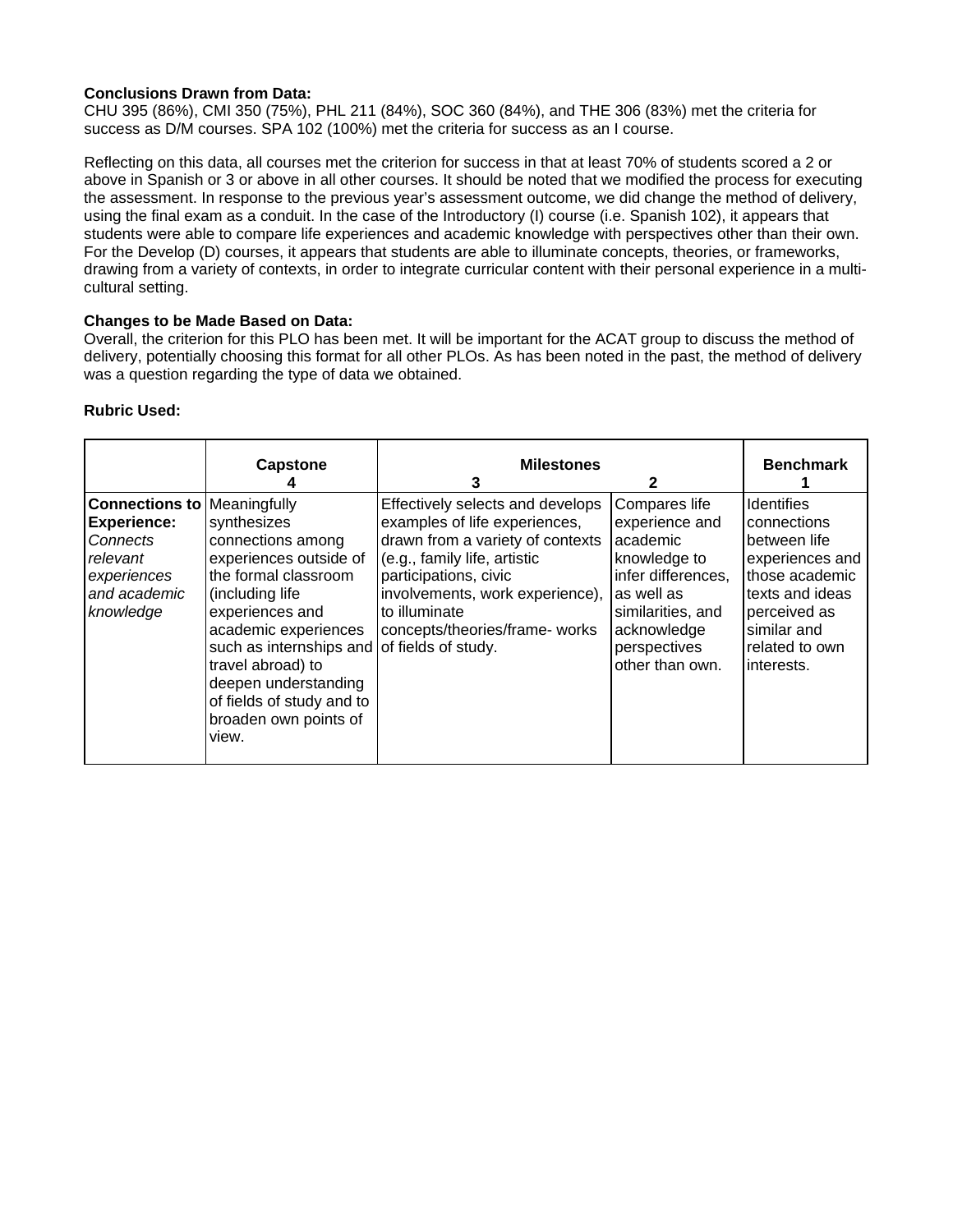**Conclusions Drawn from Data:**
CHU 395 (86%), CMI 350 (75%), PHL 211 (84%), SOC 360 (84%), and THE 306 (83%) met the criteria for success as D/M courses. SPA 102 (100%) met the criteria for success as an I course.

Reflecting on this data, all courses met the criterion for success in that at least 70% of students scored a 2 or above in Spanish or 3 or above in all other courses. It should be noted that we modified the process for executing the assessment. In response to the previous year's assessment outcome, we did change the method of delivery, using the final exam as a conduit. In the case of the Introductory (I) course (i.e. Spanish 102), it appears that students were able to compare life experiences and academic knowledge with perspectives other than their own. For the Develop (D) courses, it appears that students are able to illuminate concepts, theories, or frameworks, drawing from a variety of contexts, in order to integrate curricular content with their personal experience in a multi-cultural setting.

**Changes to be Made Based on Data:**
Overall, the criterion for this PLO has been met. It will be important for the ACAT group to discuss the method of delivery, potentially choosing this format for all other PLOs. As has been noted in the past, the method of delivery was a question regarding the type of data we obtained.

**Rubric Used:**

| | **Capstone** 4 | **Milestones** 3 | 2 | **Benchmark** 1 |
|---|---|---|---|---|
| **Connections to Experience:** *Connects relevant experiences and academic knowledge* | Meaningfully synthesizes connections among experiences outside of the formal classroom (including life experiences and academic experiences such as internships and travel abroad) to deepen understanding of fields of study and to broaden own points of view. | Effectively selects and develops examples of life experiences, drawn from a variety of contexts (e.g., family life, artistic participations, civic involvements, work experience), to illuminate concepts/theories/frame- works of fields of study. | Compares life experience and academic knowledge to infer differences, as well as similarities, and acknowledge perspectives other than own. | Identifies connections between life experiences and those academic texts and ideas perceived as similar and related to own interests. |